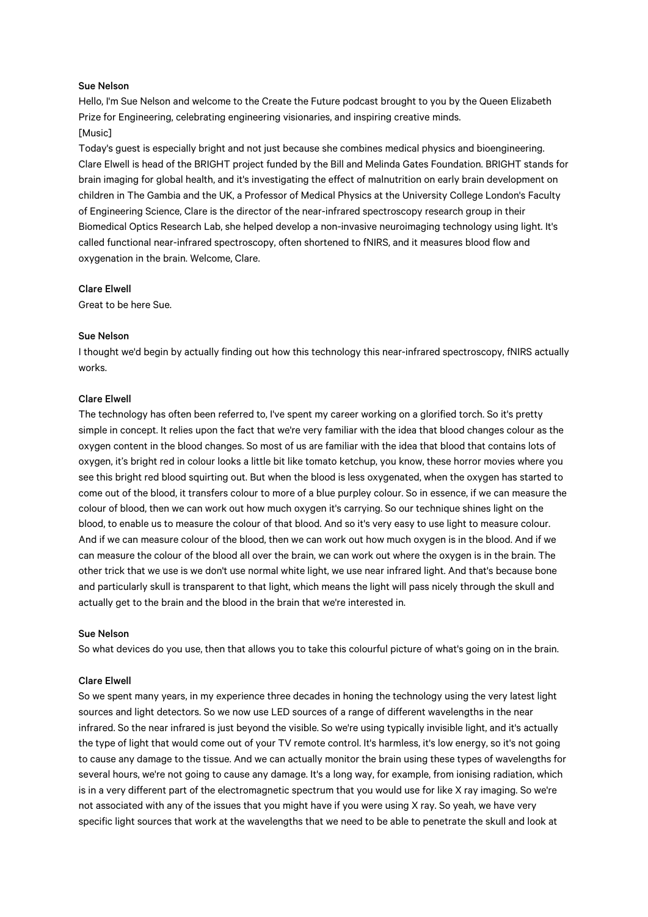**Sue Nelson**

Hello, I'm Sue Nelson and welcome to the Create the Future podcast brought to you by the Queen Elizabeth Prize for Engineering, celebrating engineering visionaries, and inspiring creative minds.

[Music]

Today's guest is especially bright and not just because she combines medical physics and bioengineering. Clare Elwell is head of the BRIGHT project funded by the Bill and Melinda Gates Foundation. BRIGHT stands for brain imaging for global health, and it's investigating the effect of malnutrition on early brain development on children in The Gambia and the UK, a Professor of Medical Physics at the University College London's Faculty of Engineering Science, Clare is the director of the near-infrared spectroscopy research group in their Biomedical Optics Research Lab, she helped develop a non-invasive neuroimaging technology using light. It's called functional near-infrared spectroscopy, often shortened to fNIRS, and it measures blood flow and oxygenation in the brain. Welcome, Clare.

**Clare Elwell**

Great to be here Sue.

**Sue Nelson**

I thought we'd begin by actually finding out how this technology this near-infrared spectroscopy, fNIRS actually works.

**Clare Elwell**

The technology has often been referred to, I've spent my career working on a glorified torch. So it's pretty simple in concept. It relies upon the fact that we're very familiar with the idea that blood changes colour as the oxygen content in the blood changes. So most of us are familiar with the idea that blood that contains lots of oxygen, it's bright red in colour looks a little bit like tomato ketchup, you know, these horror movies where you see this bright red blood squirting out. But when the blood is less oxygenated, when the oxygen has started to come out of the blood, it transfers colour to more of a blue purpley colour. So in essence, if we can measure the colour of blood, then we can work out how much oxygen it's carrying. So our technique shines light on the blood, to enable us to measure the colour of that blood. And so it's very easy to use light to measure colour. And if we can measure colour of the blood, then we can work out how much oxygen is in the blood. And if we can measure the colour of the blood all over the brain, we can work out where the oxygen is in the brain. The other trick that we use is we don't use normal white light, we use near infrared light. And that's because bone and particularly skull is transparent to that light, which means the light will pass nicely through the skull and actually get to the brain and the blood in the brain that we're interested in.

**Sue Nelson**

So what devices do you use, then that allows you to take this colourful picture of what's going on in the brain.

**Clare Elwell**

So we spent many years, in my experience three decades in honing the technology using the very latest light sources and light detectors. So we now use LED sources of a range of different wavelengths in the near infrared. So the near infrared is just beyond the visible. So we're using typically invisible light, and it's actually the type of light that would come out of your TV remote control. It's harmless, it's low energy, so it's not going to cause any damage to the tissue. And we can actually monitor the brain using these types of wavelengths for several hours, we're not going to cause any damage. It's a long way, for example, from ionising radiation, which is in a very different part of the electromagnetic spectrum that you would use for like X ray imaging. So we're not associated with any of the issues that you might have if you were using X ray. So yeah, we have very specific light sources that work at the wavelengths that we need to be able to penetrate the skull and look at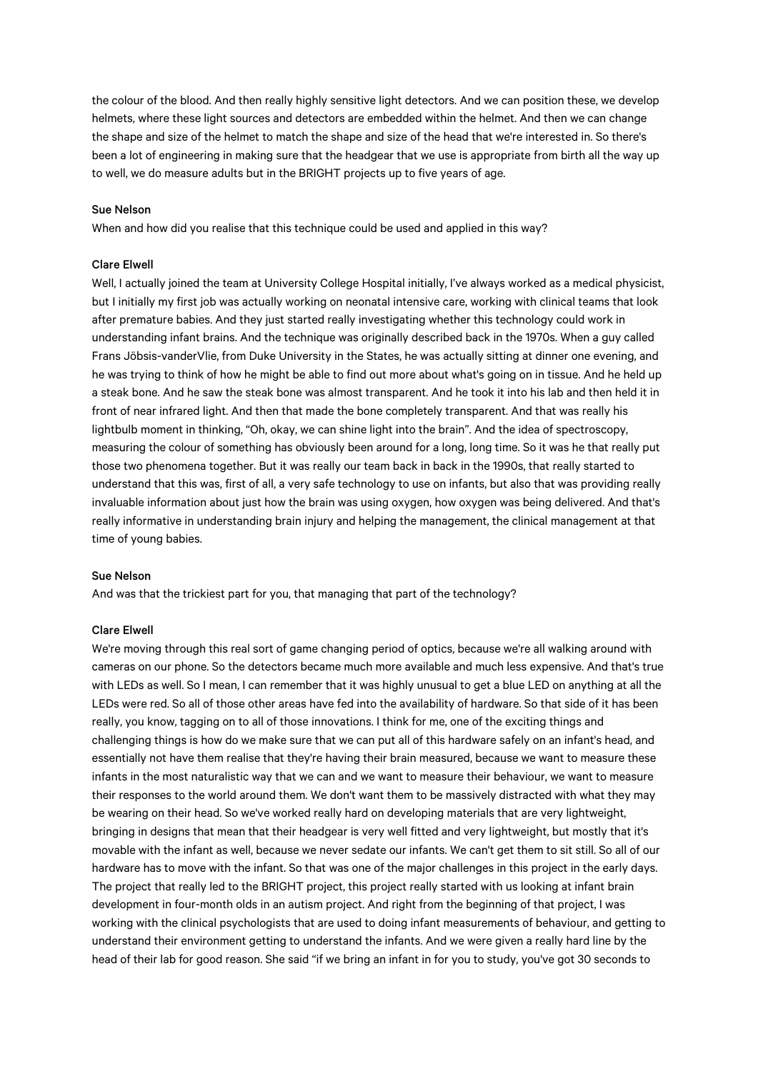the colour of the blood. And then really highly sensitive light detectors. And we can position these, we develop helmets, where these light sources and detectors are embedded within the helmet. And then we can change the shape and size of the helmet to match the shape and size of the head that we're interested in. So there's been a lot of engineering in making sure that the headgear that we use is appropriate from birth all the way up to well, we do measure adults but in the BRIGHT projects up to five years of age.

**Sue Nelson**

When and how did you realise that this technique could be used and applied in this way?

**Clare Elwell**

Well, I actually joined the team at University College Hospital initially, I've always worked as a medical physicist, but I initially my first job was actually working on neonatal intensive care, working with clinical teams that look after premature babies. And they just started really investigating whether this technology could work in understanding infant brains. And the technique was originally described back in the 1970s. When a guy called Frans Jöbsis-vanderVlie, from Duke University in the States, he was actually sitting at dinner one evening, and he was trying to think of how he might be able to find out more about what's going on in tissue. And he held up a steak bone. And he saw the steak bone was almost transparent. And he took it into his lab and then held it in front of near infrared light. And then that made the bone completely transparent. And that was really his lightbulb moment in thinking, "Oh, okay, we can shine light into the brain". And the idea of spectroscopy, measuring the colour of something has obviously been around for a long, long time. So it was he that really put those two phenomena together. But it was really our team back in back in the 1990s, that really started to understand that this was, first of all, a very safe technology to use on infants, but also that was providing really invaluable information about just how the brain was using oxygen, how oxygen was being delivered. And that's really informative in understanding brain injury and helping the management, the clinical management at that time of young babies.

**Sue Nelson**

And was that the trickiest part for you, that managing that part of the technology?

**Clare Elwell**

We're moving through this real sort of game changing period of optics, because we're all walking around with cameras on our phone. So the detectors became much more available and much less expensive. And that's true with LEDs as well. So I mean, I can remember that it was highly unusual to get a blue LED on anything at all the LEDs were red. So all of those other areas have fed into the availability of hardware. So that side of it has been really, you know, tagging on to all of those innovations. I think for me, one of the exciting things and challenging things is how do we make sure that we can put all of this hardware safely on an infant's head, and essentially not have them realise that they're having their brain measured, because we want to measure these infants in the most naturalistic way that we can and we want to measure their behaviour, we want to measure their responses to the world around them. We don't want them to be massively distracted with what they may be wearing on their head. So we've worked really hard on developing materials that are very lightweight, bringing in designs that mean that their headgear is very well fitted and very lightweight, but mostly that it's movable with the infant as well, because we never sedate our infants. We can't get them to sit still. So all of our hardware has to move with the infant. So that was one of the major challenges in this project in the early days. The project that really led to the BRIGHT project, this project really started with us looking at infant brain development in four-month olds in an autism project. And right from the beginning of that project, I was working with the clinical psychologists that are used to doing infant measurements of behaviour, and getting to understand their environment getting to understand the infants. And we were given a really hard line by the head of their lab for good reason. She said "if we bring an infant in for you to study, you've got 30 seconds to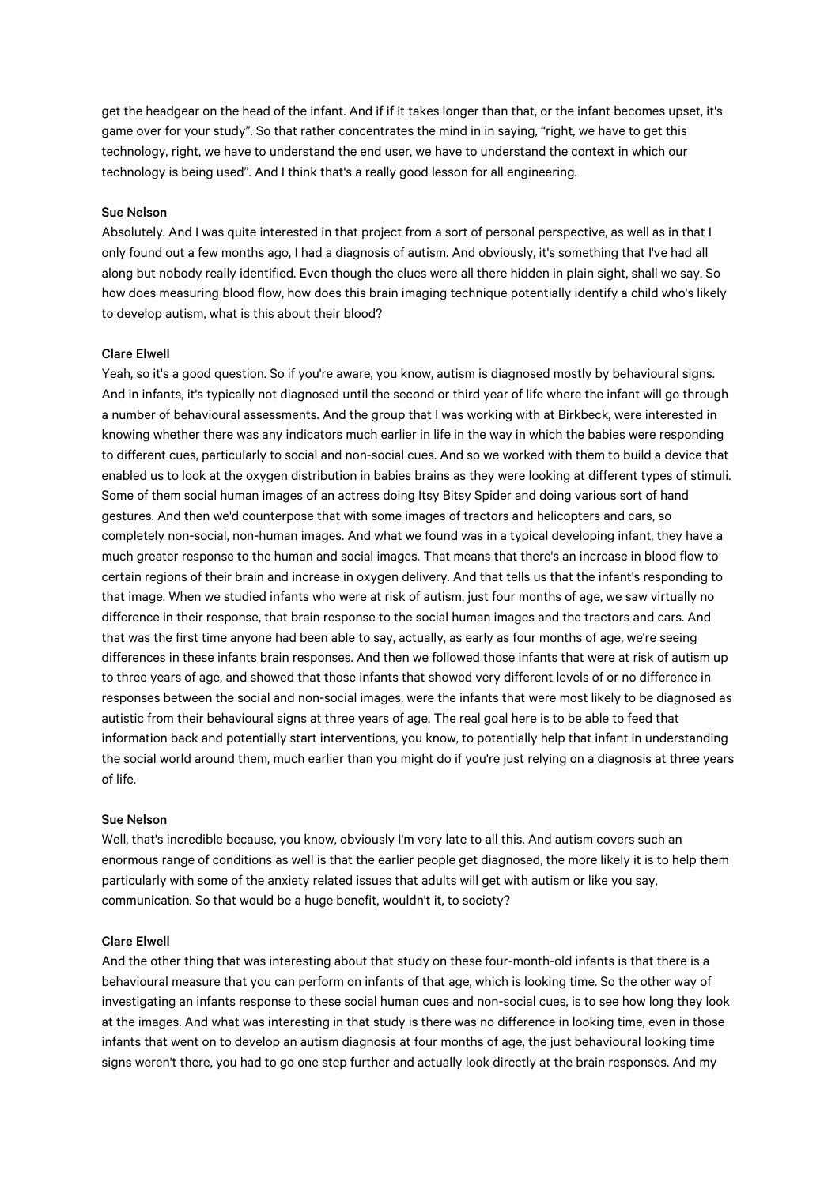get the headgear on the head of the infant. And if if it takes longer than that, or the infant becomes upset, it's game over for your study". So that rather concentrates the mind in in saying, "right, we have to get this technology, right, we have to understand the end user, we have to understand the context in which our technology is being used". And I think that's a really good lesson for all engineering.

**Sue Nelson**

Absolutely. And I was quite interested in that project from a sort of personal perspective, as well as in that I only found out a few months ago, I had a diagnosis of autism. And obviously, it's something that I've had all along but nobody really identified. Even though the clues were all there hidden in plain sight, shall we say. So how does measuring blood flow, how does this brain imaging technique potentially identify a child who's likely to develop autism, what is this about their blood?

**Clare Elwell**

Yeah, so it's a good question. So if you're aware, you know, autism is diagnosed mostly by behavioural signs. And in infants, it's typically not diagnosed until the second or third year of life where the infant will go through a number of behavioural assessments. And the group that I was working with at Birkbeck, were interested in knowing whether there was any indicators much earlier in life in the way in which the babies were responding to different cues, particularly to social and non-social cues. And so we worked with them to build a device that enabled us to look at the oxygen distribution in babies brains as they were looking at different types of stimuli. Some of them social human images of an actress doing Itsy Bitsy Spider and doing various sort of hand gestures. And then we'd counterpose that with some images of tractors and helicopters and cars, so completely non-social, non-human images. And what we found was in a typical developing infant, they have a much greater response to the human and social images. That means that there's an increase in blood flow to certain regions of their brain and increase in oxygen delivery. And that tells us that the infant's responding to that image. When we studied infants who were at risk of autism, just four months of age, we saw virtually no difference in their response, that brain response to the social human images and the tractors and cars. And that was the first time anyone had been able to say, actually, as early as four months of age, we're seeing differences in these infants brain responses. And then we followed those infants that were at risk of autism up to three years of age, and showed that those infants that showed very different levels of or no difference in responses between the social and non-social images, were the infants that were most likely to be diagnosed as autistic from their behavioural signs at three years of age. The real goal here is to be able to feed that information back and potentially start interventions, you know, to potentially help that infant in understanding the social world around them, much earlier than you might do if you're just relying on a diagnosis at three years of life.

**Sue Nelson**

Well, that's incredible because, you know, obviously I'm very late to all this. And autism covers such an enormous range of conditions as well is that the earlier people get diagnosed, the more likely it is to help them particularly with some of the anxiety related issues that adults will get with autism or like you say, communication. So that would be a huge benefit, wouldn't it, to society?

**Clare Elwell**

And the other thing that was interesting about that study on these four-month-old infants is that there is a behavioural measure that you can perform on infants of that age, which is looking time. So the other way of investigating an infants response to these social human cues and non-social cues, is to see how long they look at the images. And what was interesting in that study is there was no difference in looking time, even in those infants that went on to develop an autism diagnosis at four months of age, the just behavioural looking time signs weren't there, you had to go one step further and actually look directly at the brain responses. And my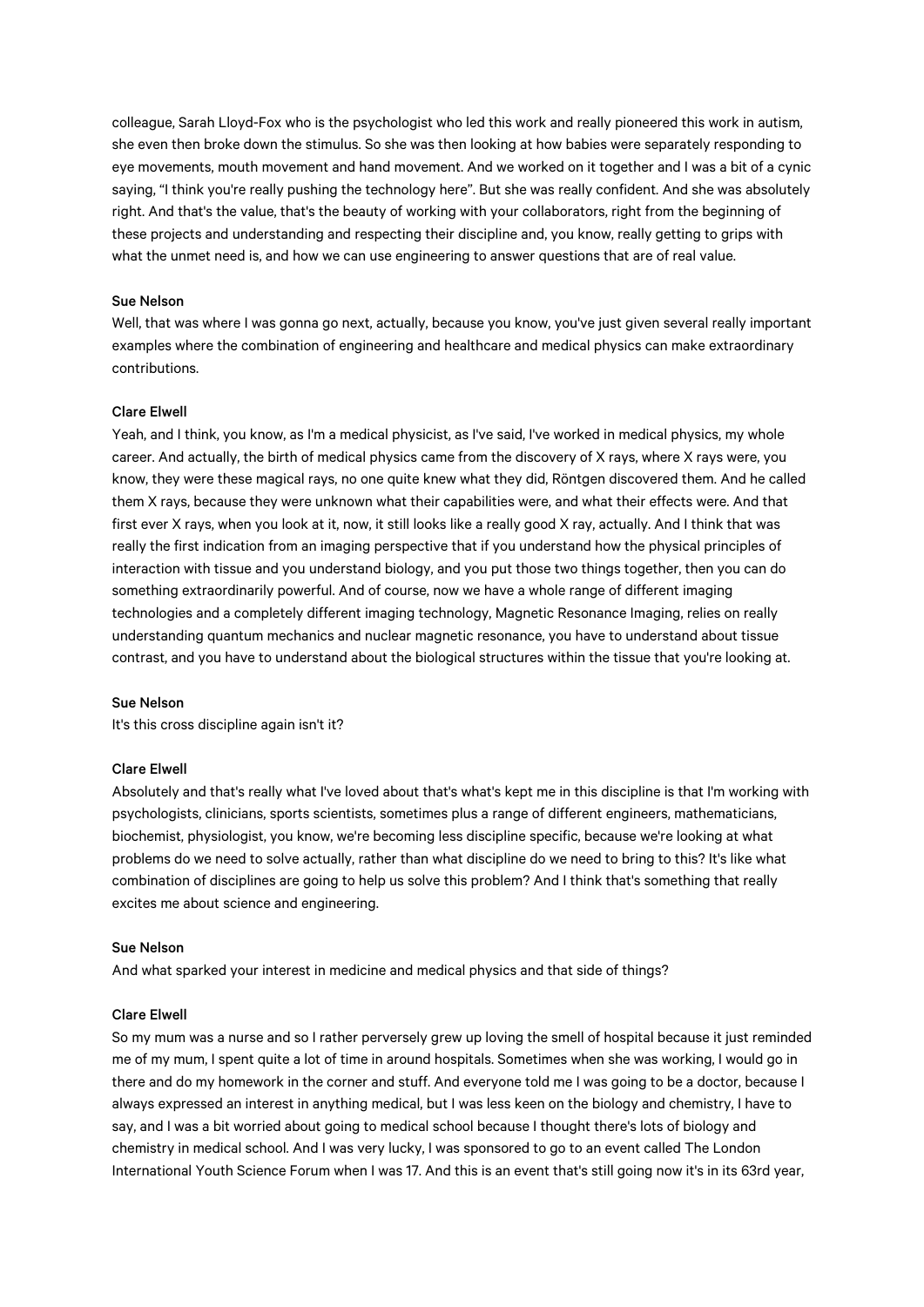colleague, Sarah Lloyd-Fox who is the psychologist who led this work and really pioneered this work in autism, she even then broke down the stimulus. So she was then looking at how babies were separately responding to eye movements, mouth movement and hand movement. And we worked on it together and I was a bit of a cynic saying, "I think you're really pushing the technology here". But she was really confident. And she was absolutely right. And that's the value, that's the beauty of working with your collaborators, right from the beginning of these projects and understanding and respecting their discipline and, you know, really getting to grips with what the unmet need is, and how we can use engineering to answer questions that are of real value.

**Sue Nelson**

Well, that was where I was gonna go next, actually, because you know, you've just given several really important examples where the combination of engineering and healthcare and medical physics can make extraordinary contributions.

**Clare Elwell**

Yeah, and I think, you know, as I'm a medical physicist, as I've said, I've worked in medical physics, my whole career. And actually, the birth of medical physics came from the discovery of X rays, where X rays were, you know, they were these magical rays, no one quite knew what they did, Röntgen discovered them. And he called them X rays, because they were unknown what their capabilities were, and what their effects were. And that first ever X rays, when you look at it, now, it still looks like a really good X ray, actually. And I think that was really the first indication from an imaging perspective that if you understand how the physical principles of interaction with tissue and you understand biology, and you put those two things together, then you can do something extraordinarily powerful. And of course, now we have a whole range of different imaging technologies and a completely different imaging technology, Magnetic Resonance Imaging, relies on really understanding quantum mechanics and nuclear magnetic resonance, you have to understand about tissue contrast, and you have to understand about the biological structures within the tissue that you're looking at.

**Sue Nelson**

It's this cross discipline again isn't it?

**Clare Elwell**

Absolutely and that's really what I've loved about that's what's kept me in this discipline is that I'm working with psychologists, clinicians, sports scientists, sometimes plus a range of different engineers, mathematicians, biochemist, physiologist, you know, we're becoming less discipline specific, because we're looking at what problems do we need to solve actually, rather than what discipline do we need to bring to this? It's like what combination of disciplines are going to help us solve this problem? And I think that's something that really excites me about science and engineering.

**Sue Nelson**

And what sparked your interest in medicine and medical physics and that side of things?

**Clare Elwell**

So my mum was a nurse and so I rather perversely grew up loving the smell of hospital because it just reminded me of my mum, I spent quite a lot of time in around hospitals. Sometimes when she was working, I would go in there and do my homework in the corner and stuff. And everyone told me I was going to be a doctor, because I always expressed an interest in anything medical, but I was less keen on the biology and chemistry, I have to say, and I was a bit worried about going to medical school because I thought there's lots of biology and chemistry in medical school. And I was very lucky, I was sponsored to go to an event called The London International Youth Science Forum when I was 17. And this is an event that's still going now it's in its 63rd year,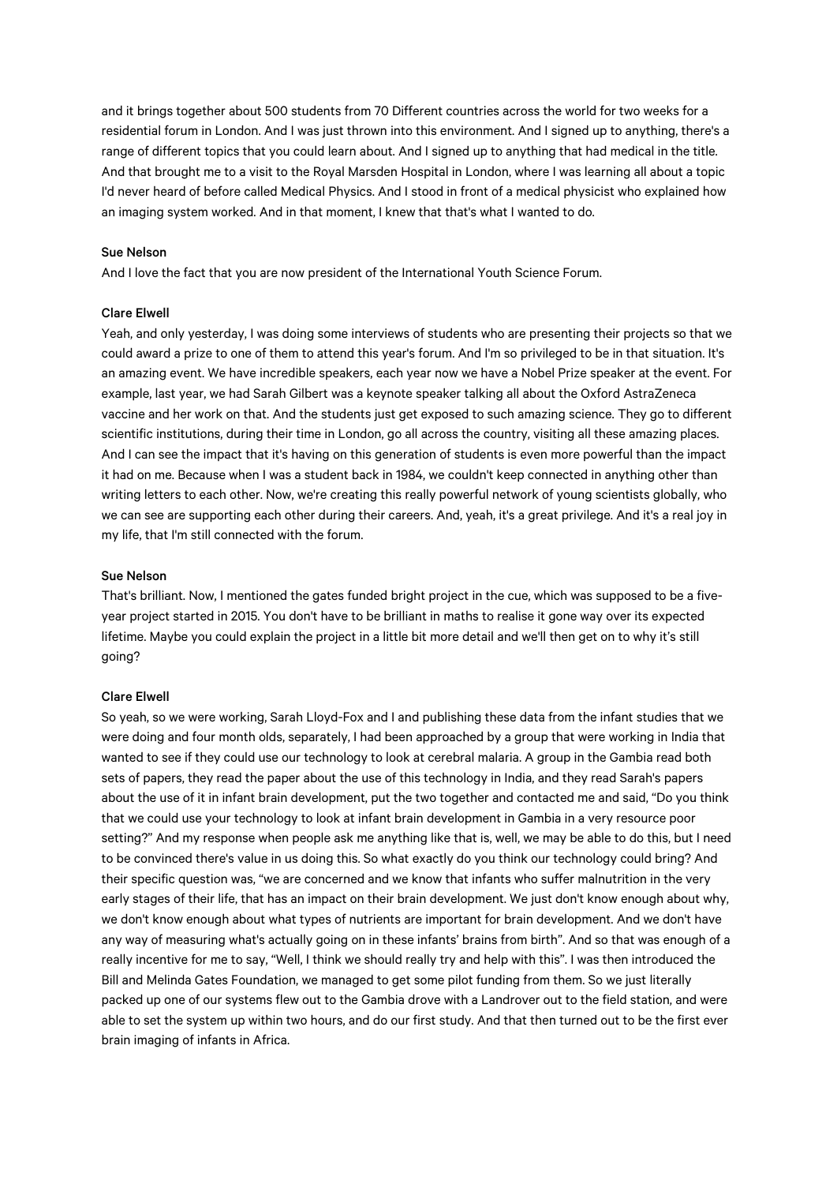and it brings together about 500 students from 70 Different countries across the world for two weeks for a residential forum in London. And I was just thrown into this environment. And I signed up to anything, there's a range of different topics that you could learn about. And I signed up to anything that had medical in the title. And that brought me to a visit to the Royal Marsden Hospital in London, where I was learning all about a topic I'd never heard of before called Medical Physics. And I stood in front of a medical physicist who explained how an imaging system worked. And in that moment, I knew that that's what I wanted to do.

**Sue Nelson**

And I love the fact that you are now president of the International Youth Science Forum.

**Clare Elwell**

Yeah, and only yesterday, I was doing some interviews of students who are presenting their projects so that we could award a prize to one of them to attend this year's forum. And I'm so privileged to be in that situation. It's an amazing event. We have incredible speakers, each year now we have a Nobel Prize speaker at the event. For example, last year, we had Sarah Gilbert was a keynote speaker talking all about the Oxford AstraZeneca vaccine and her work on that. And the students just get exposed to such amazing science. They go to different scientific institutions, during their time in London, go all across the country, visiting all these amazing places. And I can see the impact that it's having on this generation of students is even more powerful than the impact it had on me. Because when I was a student back in 1984, we couldn't keep connected in anything other than writing letters to each other. Now, we're creating this really powerful network of young scientists globally, who we can see are supporting each other during their careers. And, yeah, it's a great privilege. And it's a real joy in my life, that I'm still connected with the forum.

**Sue Nelson**

That's brilliant. Now, I mentioned the gates funded bright project in the cue, which was supposed to be a five-year project started in 2015. You don't have to be brilliant in maths to realise it gone way over its expected lifetime. Maybe you could explain the project in a little bit more detail and we'll then get on to why it's still going?

**Clare Elwell**

So yeah, so we were working, Sarah Lloyd-Fox and I and publishing these data from the infant studies that we were doing and four month olds, separately, I had been approached by a group that were working in India that wanted to see if they could use our technology to look at cerebral malaria. A group in the Gambia read both sets of papers, they read the paper about the use of this technology in India, and they read Sarah's papers about the use of it in infant brain development, put the two together and contacted me and said, "Do you think that we could use your technology to look at infant brain development in Gambia in a very resource poor setting?" And my response when people ask me anything like that is, well, we may be able to do this, but I need to be convinced there's value in us doing this. So what exactly do you think our technology could bring? And their specific question was, "we are concerned and we know that infants who suffer malnutrition in the very early stages of their life, that has an impact on their brain development. We just don't know enough about why, we don't know enough about what types of nutrients are important for brain development. And we don't have any way of measuring what's actually going on in these infants' brains from birth". And so that was enough of a really incentive for me to say, "Well, I think we should really try and help with this". I was then introduced the Bill and Melinda Gates Foundation, we managed to get some pilot funding from them. So we just literally packed up one of our systems flew out to the Gambia drove with a Landrover out to the field station, and were able to set the system up within two hours, and do our first study. And that then turned out to be the first ever brain imaging of infants in Africa.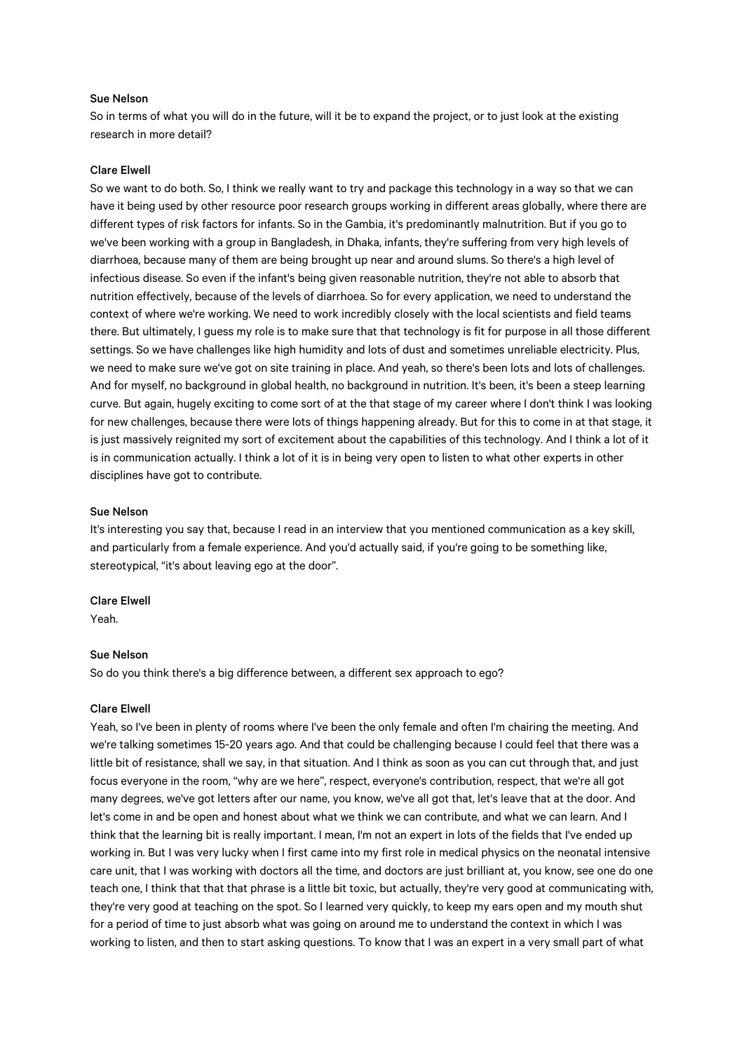**Sue Nelson**

So in terms of what you will do in the future, will it be to expand the project, or to just look at the existing research in more detail?

**Clare Elwell**

So we want to do both. So, I think we really want to try and package this technology in a way so that we can have it being used by other resource poor research groups working in different areas globally, where there are different types of risk factors for infants. So in the Gambia, it's predominantly malnutrition. But if you go to we've been working with a group in Bangladesh, in Dhaka, infants, they're suffering from very high levels of diarrhoea, because many of them are being brought up near and around slums. So there's a high level of infectious disease. So even if the infant's being given reasonable nutrition, they're not able to absorb that nutrition effectively, because of the levels of diarrhoea. So for every application, we need to understand the context of where we're working. We need to work incredibly closely with the local scientists and field teams there. But ultimately, I guess my role is to make sure that that technology is fit for purpose in all those different settings. So we have challenges like high humidity and lots of dust and sometimes unreliable electricity. Plus, we need to make sure we've got on site training in place. And yeah, so there's been lots and lots of challenges. And for myself, no background in global health, no background in nutrition. It's been, it's been a steep learning curve. But again, hugely exciting to come sort of at the that stage of my career where I don't think I was looking for new challenges, because there were lots of things happening already. But for this to come in at that stage, it is just massively reignited my sort of excitement about the capabilities of this technology. And I think a lot of it is in communication actually. I think a lot of it is in being very open to listen to what other experts in other disciplines have got to contribute.

**Sue Nelson**

It's interesting you say that, because I read in an interview that you mentioned communication as a key skill, and particularly from a female experience. And you'd actually said, if you're going to be something like, stereotypical, "it's about leaving ego at the door".

**Clare Elwell**

Yeah.

**Sue Nelson**

So do you think there's a big difference between, a different sex approach to ego?

**Clare Elwell**

Yeah, so I've been in plenty of rooms where I've been the only female and often I'm chairing the meeting. And we're talking sometimes 15-20 years ago. And that could be challenging because I could feel that there was a little bit of resistance, shall we say, in that situation. And I think as soon as you can cut through that, and just focus everyone in the room, "why are we here", respect, everyone's contribution, respect, that we're all got many degrees, we've got letters after our name, you know, we've all got that, let's leave that at the door. And let's come in and be open and honest about what we think we can contribute, and what we can learn. And I think that the learning bit is really important. I mean, I'm not an expert in lots of the fields that I've ended up working in. But I was very lucky when I first came into my first role in medical physics on the neonatal intensive care unit, that I was working with doctors all the time, and doctors are just brilliant at, you know, see one do one teach one, I think that that that phrase is a little bit toxic, but actually, they're very good at communicating with, they're very good at teaching on the spot. So I learned very quickly, to keep my ears open and my mouth shut for a period of time to just absorb what was going on around me to understand the context in which I was working to listen, and then to start asking questions. To know that I was an expert in a very small part of what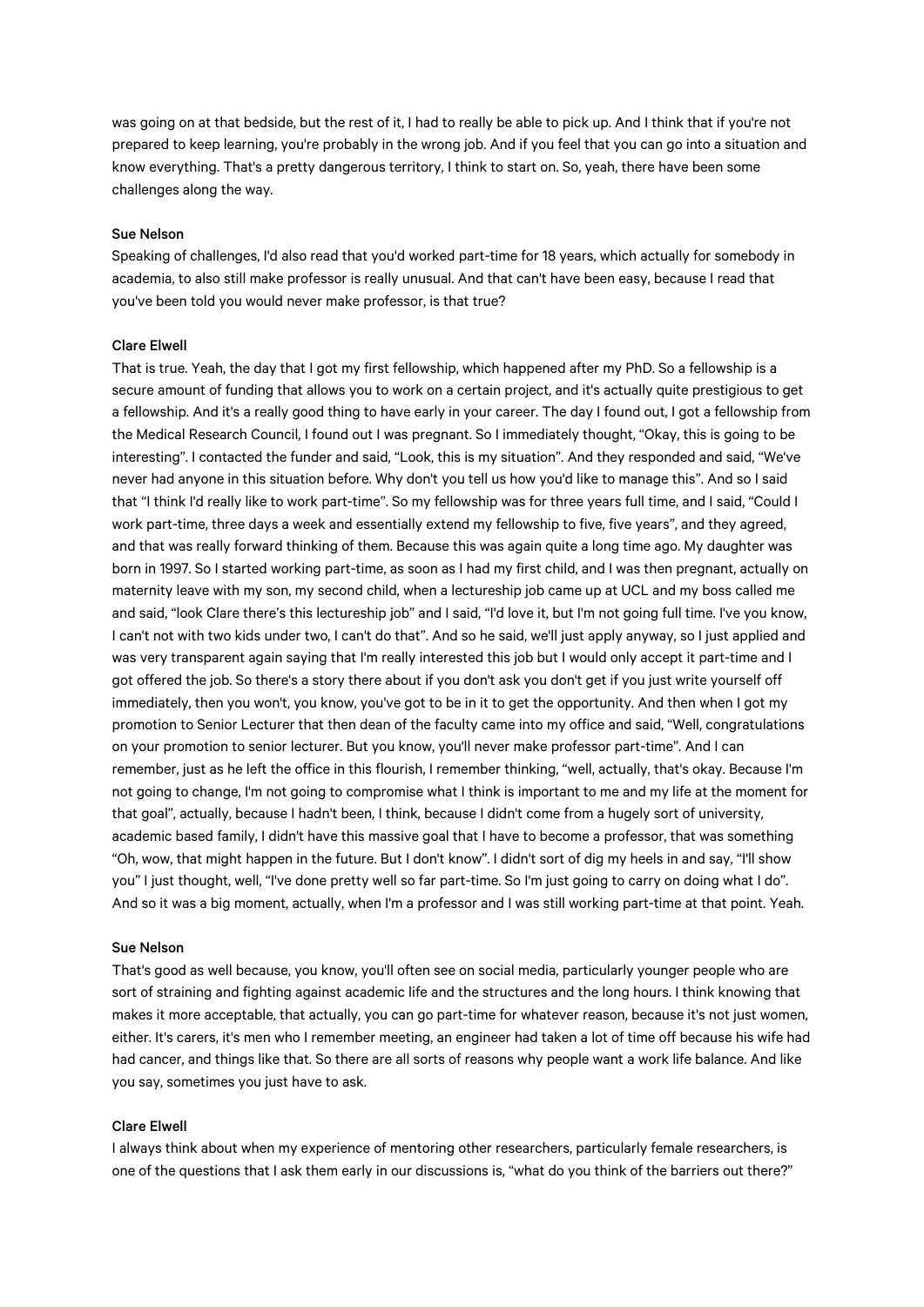was going on at that bedside, but the rest of it, I had to really be able to pick up. And I think that if you're not prepared to keep learning, you're probably in the wrong job. And if you feel that you can go into a situation and know everything. That's a pretty dangerous territory, I think to start on. So, yeah, there have been some challenges along the way.

**Sue Nelson**

Speaking of challenges, I'd also read that you'd worked part-time for 18 years, which actually for somebody in academia, to also still make professor is really unusual. And that can't have been easy, because I read that you've been told you would never make professor, is that true?

**Clare Elwell**

That is true. Yeah, the day that I got my first fellowship, which happened after my PhD. So a fellowship is a secure amount of funding that allows you to work on a certain project, and it's actually quite prestigious to get a fellowship. And it's a really good thing to have early in your career. The day I found out, I got a fellowship from the Medical Research Council, I found out I was pregnant. So I immediately thought, "Okay, this is going to be interesting". I contacted the funder and said, "Look, this is my situation". And they responded and said, "We've never had anyone in this situation before. Why don't you tell us how you'd like to manage this". And so I said that "I think I'd really like to work part-time". So my fellowship was for three years full time, and I said, "Could I work part-time, three days a week and essentially extend my fellowship to five, five years", and they agreed, and that was really forward thinking of them. Because this was again quite a long time ago. My daughter was born in 1997. So I started working part-time, as soon as I had my first child, and I was then pregnant, actually on maternity leave with my son, my second child, when a lectureship job came up at UCL and my boss called me and said, "look Clare there's this lectureship job" and I said, "I'd love it, but I'm not going full time. I've you know, I can't not with two kids under two, I can't do that". And so he said, we'll just apply anyway, so I just applied and was very transparent again saying that I'm really interested this job but I would only accept it part-time and I got offered the job. So there's a story there about if you don't ask you don't get if you just write yourself off immediately, then you won't, you know, you've got to be in it to get the opportunity. And then when I got my promotion to Senior Lecturer that then dean of the faculty came into my office and said, "Well, congratulations on your promotion to senior lecturer. But you know, you'll never make professor part-time". And I can remember, just as he left the office in this flourish, I remember thinking, "well, actually, that's okay. Because I'm not going to change, I'm not going to compromise what I think is important to me and my life at the moment for that goal", actually, because I hadn't been, I think, because I didn't come from a hugely sort of university, academic based family, I didn't have this massive goal that I have to become a professor, that was something "Oh, wow, that might happen in the future. But I don't know". I didn't sort of dig my heels in and say, "I'll show you" I just thought, well, "I've done pretty well so far part-time. So I'm just going to carry on doing what I do". And so it was a big moment, actually, when I'm a professor and I was still working part-time at that point. Yeah.

**Sue Nelson**

That's good as well because, you know, you'll often see on social media, particularly younger people who are sort of straining and fighting against academic life and the structures and the long hours. I think knowing that makes it more acceptable, that actually, you can go part-time for whatever reason, because it's not just women, either. It's carers, it's men who I remember meeting, an engineer had taken a lot of time off because his wife had had cancer, and things like that. So there are all sorts of reasons why people want a work life balance. And like you say, sometimes you just have to ask.

**Clare Elwell**

I always think about when my experience of mentoring other researchers, particularly female researchers, is one of the questions that I ask them early in our discussions is, "what do you think of the barriers out there?"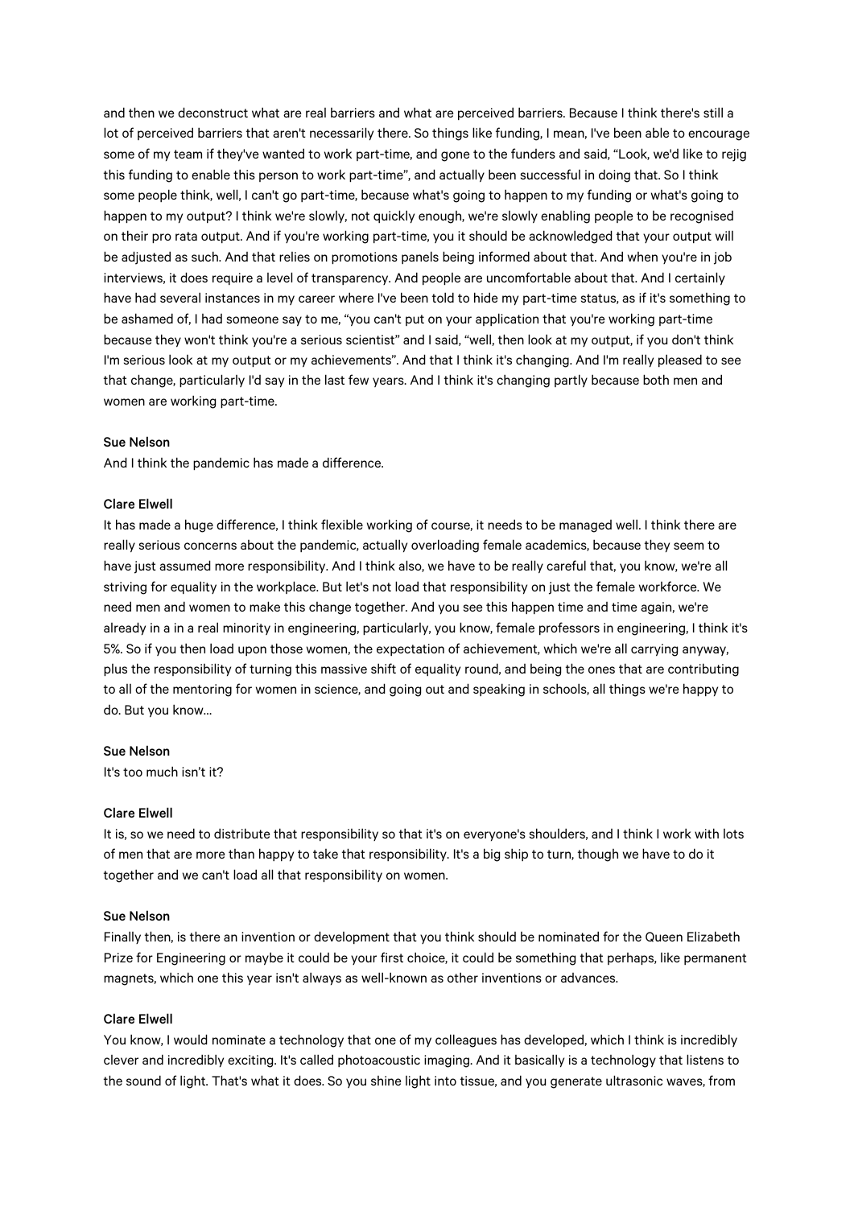and then we deconstruct what are real barriers and what are perceived barriers. Because I think there's still a lot of perceived barriers that aren't necessarily there. So things like funding, I mean, I've been able to encourage some of my team if they've wanted to work part-time, and gone to the funders and said, "Look, we'd like to rejig this funding to enable this person to work part-time", and actually been successful in doing that. So I think some people think, well, I can't go part-time, because what's going to happen to my funding or what's going to happen to my output? I think we're slowly, not quickly enough, we're slowly enabling people to be recognised on their pro rata output. And if you're working part-time, you it should be acknowledged that your output will be adjusted as such. And that relies on promotions panels being informed about that. And when you're in job interviews, it does require a level of transparency. And people are uncomfortable about that. And I certainly have had several instances in my career where I've been told to hide my part-time status, as if it's something to be ashamed of, I had someone say to me, "you can't put on your application that you're working part-time because they won't think you're a serious scientist" and I said, "well, then look at my output, if you don't think I'm serious look at my output or my achievements". And that I think it's changing. And I'm really pleased to see that change, particularly I'd say in the last few years. And I think it's changing partly because both men and women are working part-time.

**Sue Nelson**
And I think the pandemic has made a difference.

**Clare Elwell**
It has made a huge difference, I think flexible working of course, it needs to be managed well. I think there are really serious concerns about the pandemic, actually overloading female academics, because they seem to have just assumed more responsibility. And I think also, we have to be really careful that, you know, we're all striving for equality in the workplace. But let's not load that responsibility on just the female workforce. We need men and women to make this change together. And you see this happen time and time again, we're already in a in a real minority in engineering, particularly, you know, female professors in engineering, I think it's 5%. So if you then load upon those women, the expectation of achievement, which we're all carrying anyway, plus the responsibility of turning this massive shift of equality round, and being the ones that are contributing to all of the mentoring for women in science, and going out and speaking in schools, all things we're happy to do. But you know...

**Sue Nelson**
It's too much isn't it?

**Clare Elwell**
It is, so we need to distribute that responsibility so that it's on everyone's shoulders, and I think I work with lots of men that are more than happy to take that responsibility. It's a big ship to turn, though we have to do it together and we can't load all that responsibility on women.

**Sue Nelson**
Finally then, is there an invention or development that you think should be nominated for the Queen Elizabeth Prize for Engineering or maybe it could be your first choice, it could be something that perhaps, like permanent magnets, which one this year isn't always as well-known as other inventions or advances.

**Clare Elwell**
You know, I would nominate a technology that one of my colleagues has developed, which I think is incredibly clever and incredibly exciting. It's called photoacoustic imaging. And it basically is a technology that listens to the sound of light. That's what it does. So you shine light into tissue, and you generate ultrasonic waves, from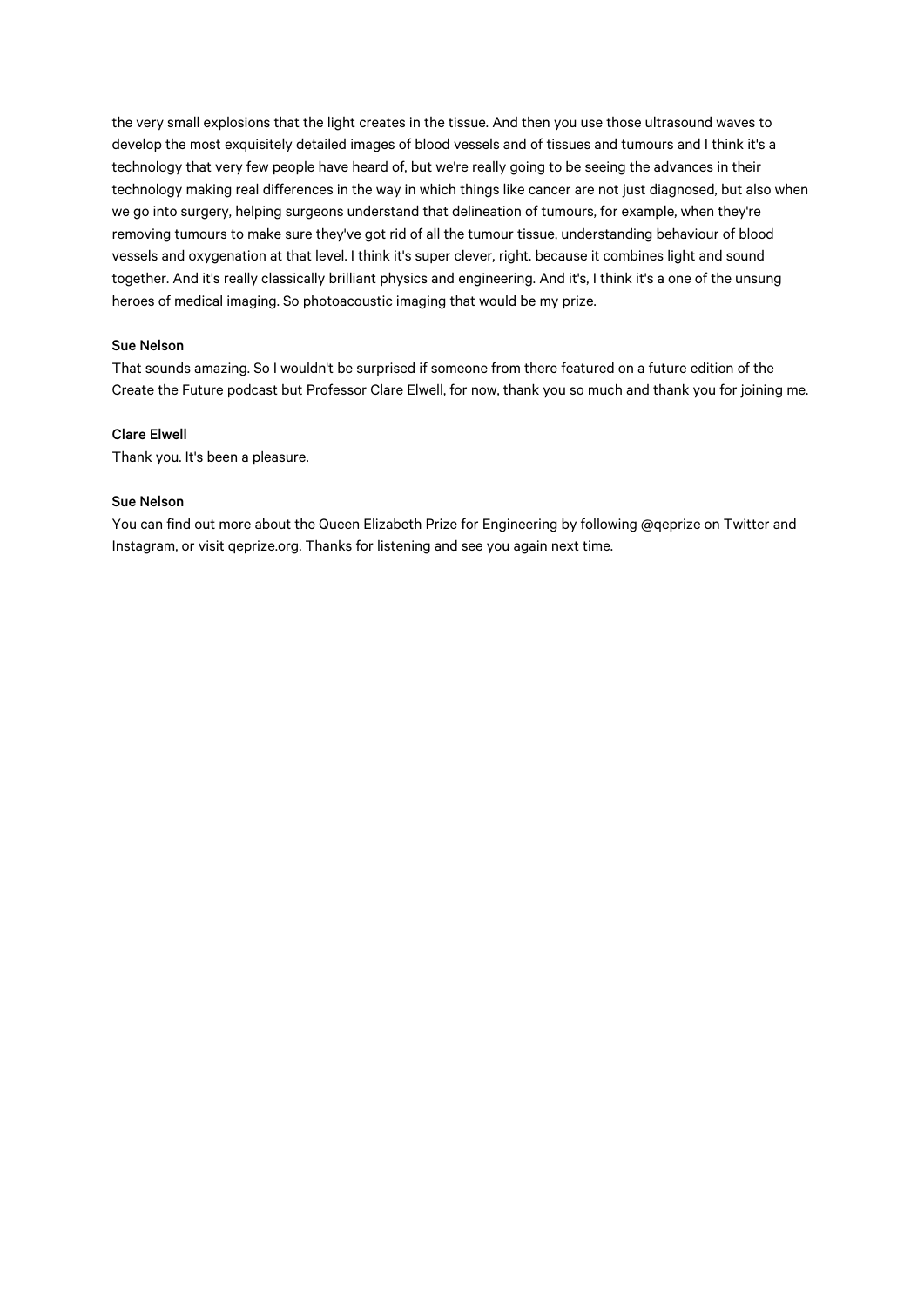the very small explosions that the light creates in the tissue. And then you use those ultrasound waves to develop the most exquisitely detailed images of blood vessels and of tissues and tumours and I think it's a technology that very few people have heard of, but we're really going to be seeing the advances in their technology making real differences in the way in which things like cancer are not just diagnosed, but also when we go into surgery, helping surgeons understand that delineation of tumours, for example, when they're removing tumours to make sure they've got rid of all the tumour tissue, understanding behaviour of blood vessels and oxygenation at that level. I think it's super clever, right. because it combines light and sound together. And it's really classically brilliant physics and engineering. And it's, I think it's a one of the unsung heroes of medical imaging. So photoacoustic imaging that would be my prize.

**Sue Nelson**
That sounds amazing. So I wouldn't be surprised if someone from there featured on a future edition of the Create the Future podcast but Professor Clare Elwell, for now, thank you so much and thank you for joining me.

**Clare Elwell**
Thank you. It's been a pleasure.

**Sue Nelson**
You can find out more about the Queen Elizabeth Prize for Engineering by following @qeprize on Twitter and Instagram, or visit qeprize.org. Thanks for listening and see you again next time.